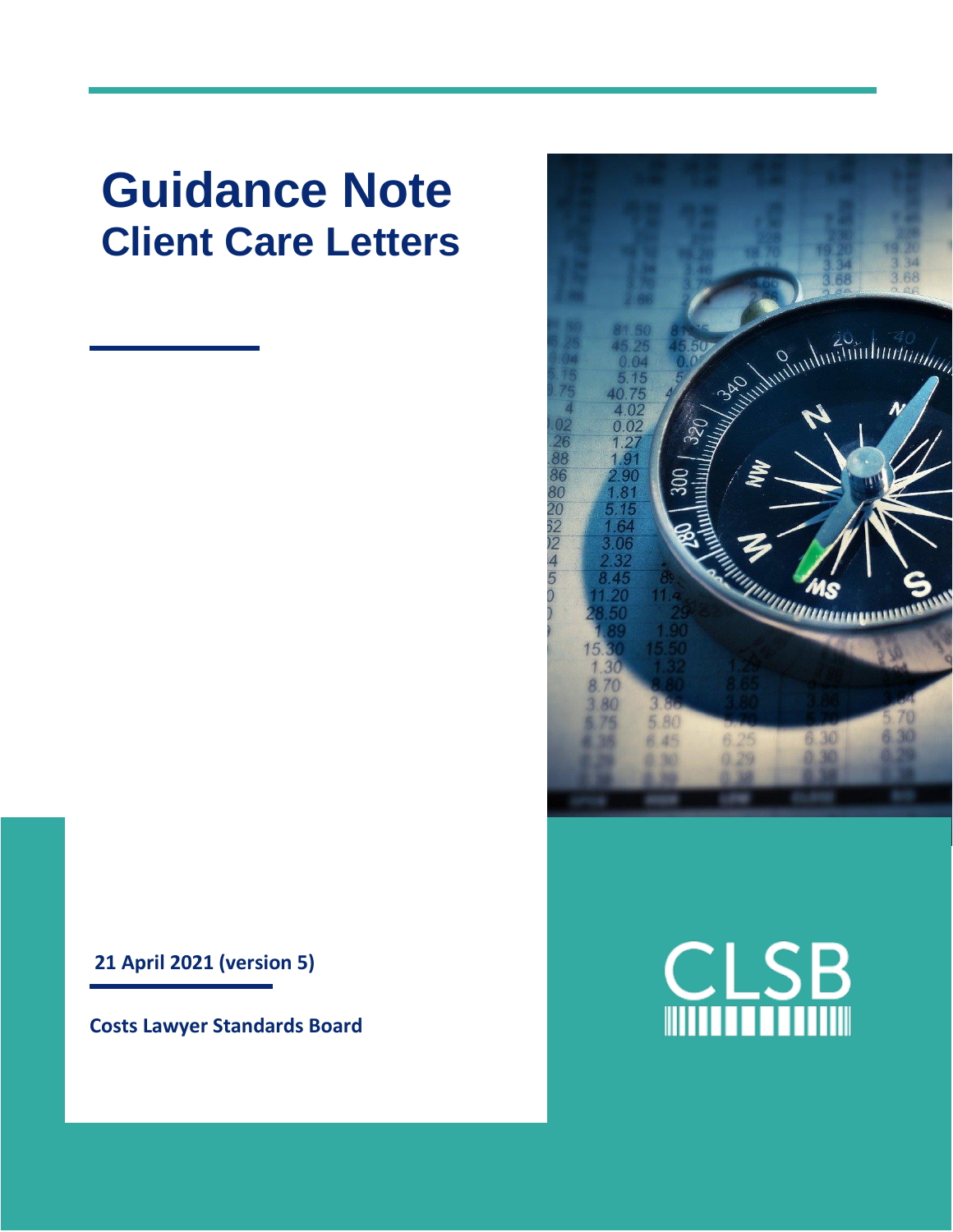# Guidance Note
## Client Care Letters

**21 April 2021 (version 5)**

**Costs Lawyer Standards Board**

CLSB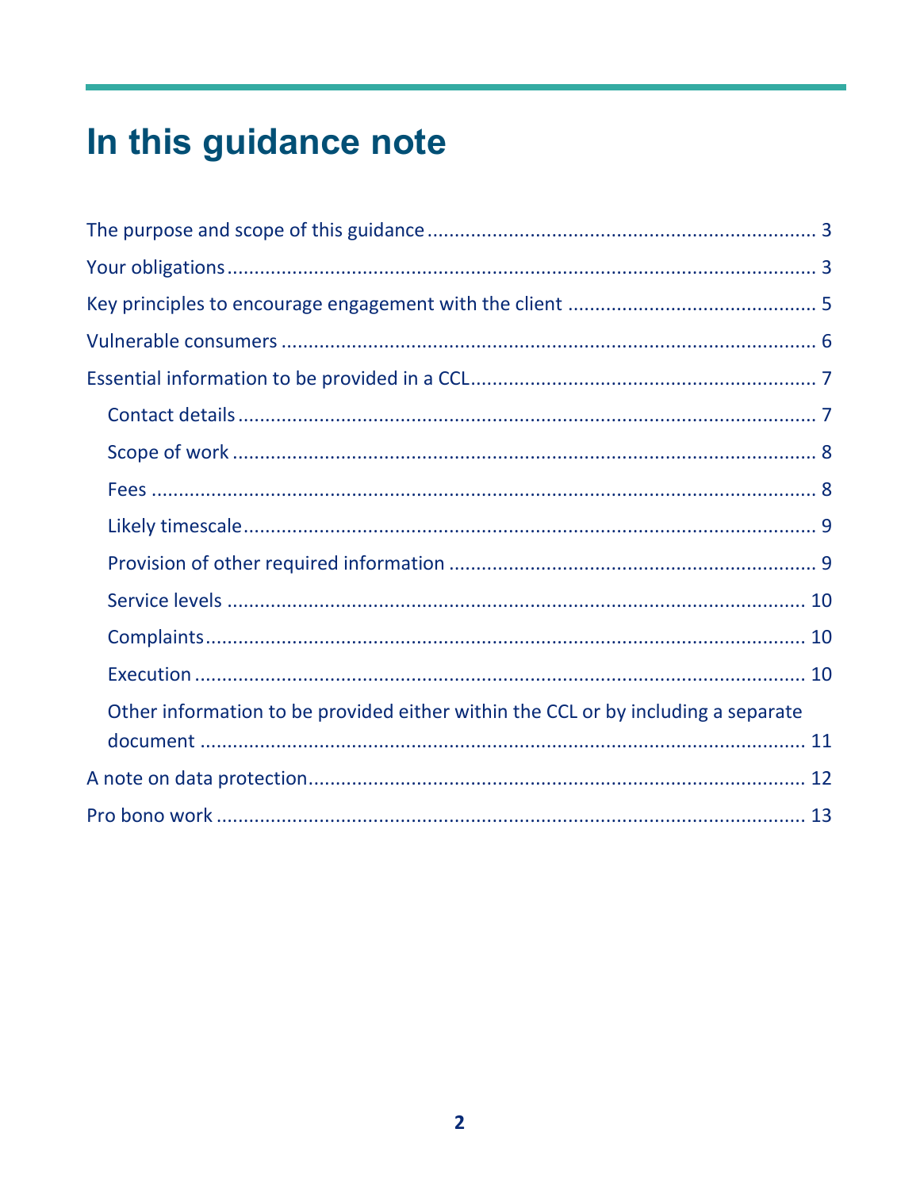# In this guidance note

- The purpose and scope of this guidance ..... 3
- Your obligations ..... 3
- Key principles to encourage engagement with the client ..... 5
- Vulnerable consumers ..... 6
- Essential information to be provided in a CCL ..... 7
  - Contact details ..... 7
  - Scope of work ..... 8
  - Fees ..... 8
  - Likely timescale ..... 9
  - Provision of other required information ..... 9
  - Service levels ..... 10
  - Complaints ..... 10
  - Execution ..... 10
  - Other information to be provided either within the CCL or by including a separate document ..... 11
- A note on data protection ..... 12
- Pro bono work ..... 13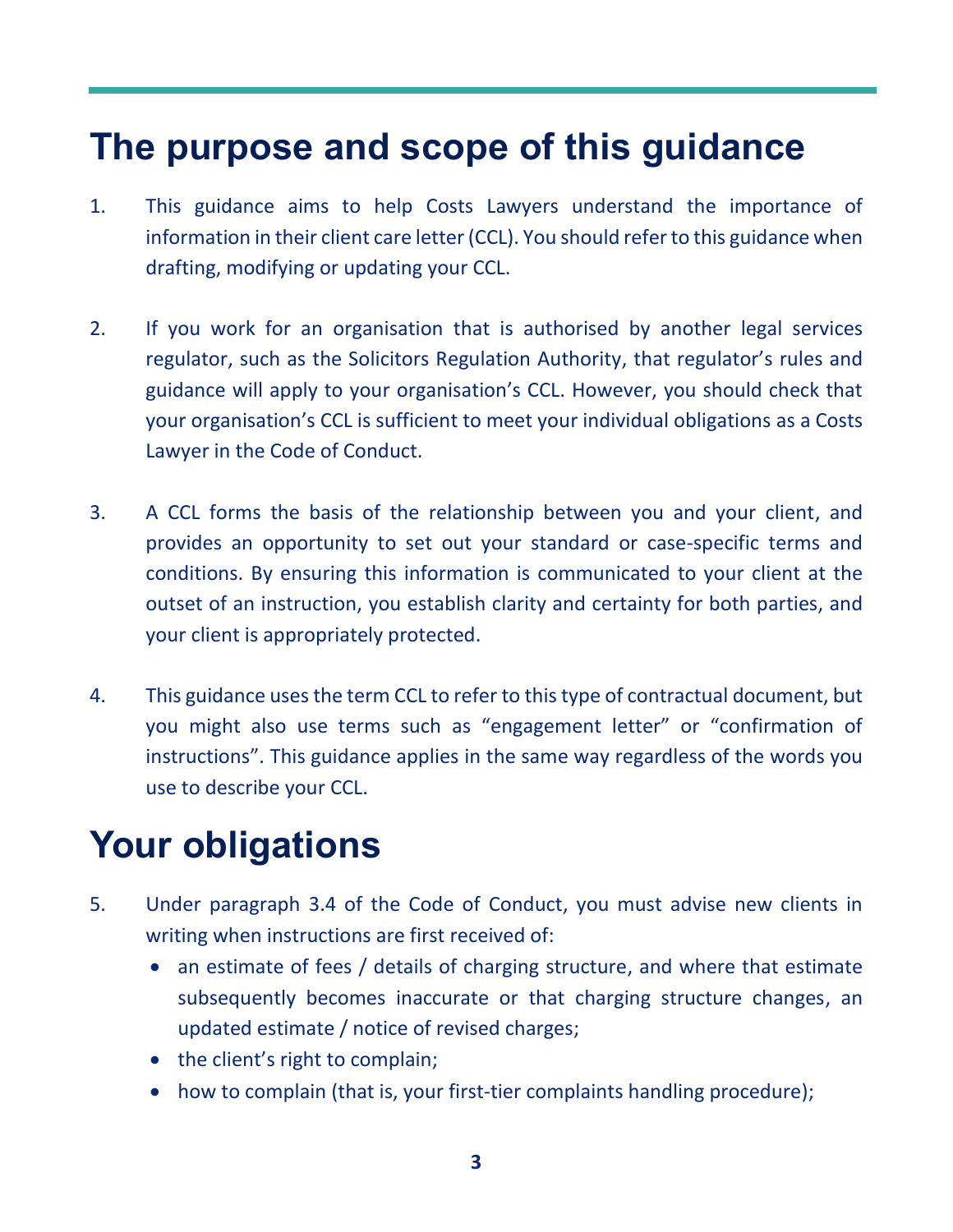# The purpose and scope of this guidance

1. This guidance aims to help Costs Lawyers understand the importance of information in their client care letter (CCL). You should refer to this guidance when drafting, modifying or updating your CCL.

2. If you work for an organisation that is authorised by another legal services regulator, such as the Solicitors Regulation Authority, that regulator's rules and guidance will apply to your organisation's CCL. However, you should check that your organisation's CCL is sufficient to meet your individual obligations as a Costs Lawyer in the Code of Conduct.

3. A CCL forms the basis of the relationship between you and your client, and provides an opportunity to set out your standard or case-specific terms and conditions. By ensuring this information is communicated to your client at the outset of an instruction, you establish clarity and certainty for both parties, and your client is appropriately protected.

4. This guidance uses the term CCL to refer to this type of contractual document, but you might also use terms such as "engagement letter" or "confirmation of instructions". This guidance applies in the same way regardless of the words you use to describe your CCL.

# Your obligations

5. Under paragraph 3.4 of the Code of Conduct, you must advise new clients in writing when instructions are first received of:
   - an estimate of fees / details of charging structure, and where that estimate subsequently becomes inaccurate or that charging structure changes, an updated estimate / notice of revised charges;
   - the client's right to complain;
   - how to complain (that is, your first-tier complaints handling procedure);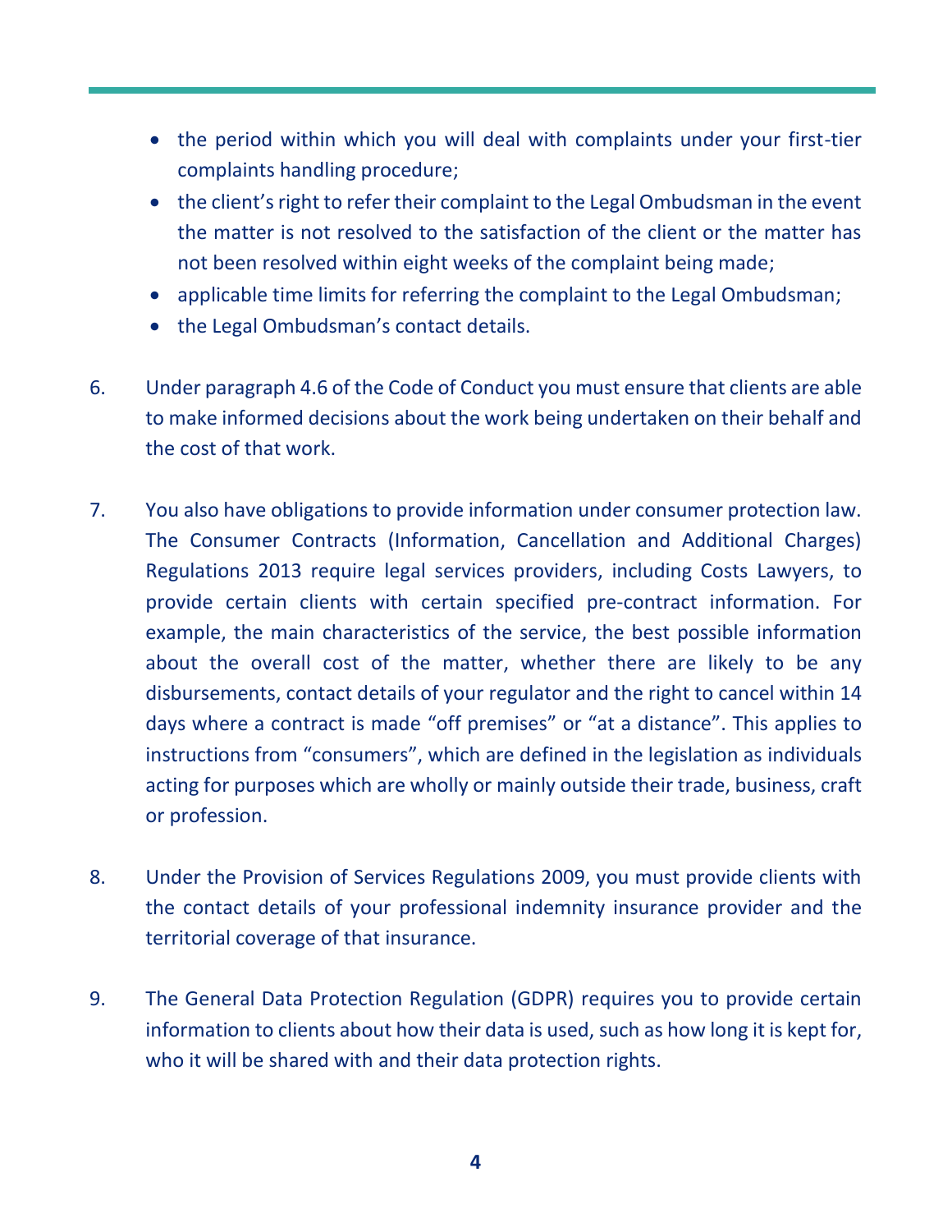- the period within which you will deal with complaints under your first-tier complaints handling procedure;
- the client's right to refer their complaint to the Legal Ombudsman in the event the matter is not resolved to the satisfaction of the client or the matter has not been resolved within eight weeks of the complaint being made;
- applicable time limits for referring the complaint to the Legal Ombudsman;
- the Legal Ombudsman's contact details.

6. Under paragraph 4.6 of the Code of Conduct you must ensure that clients are able to make informed decisions about the work being undertaken on their behalf and the cost of that work.

7. You also have obligations to provide information under consumer protection law. The Consumer Contracts (Information, Cancellation and Additional Charges) Regulations 2013 require legal services providers, including Costs Lawyers, to provide certain clients with certain specified pre-contract information. For example, the main characteristics of the service, the best possible information about the overall cost of the matter, whether there are likely to be any disbursements, contact details of your regulator and the right to cancel within 14 days where a contract is made "off premises" or "at a distance". This applies to instructions from "consumers", which are defined in the legislation as individuals acting for purposes which are wholly or mainly outside their trade, business, craft or profession.

8. Under the Provision of Services Regulations 2009, you must provide clients with the contact details of your professional indemnity insurance provider and the territorial coverage of that insurance.

9. The General Data Protection Regulation (GDPR) requires you to provide certain information to clients about how their data is used, such as how long it is kept for, who it will be shared with and their data protection rights.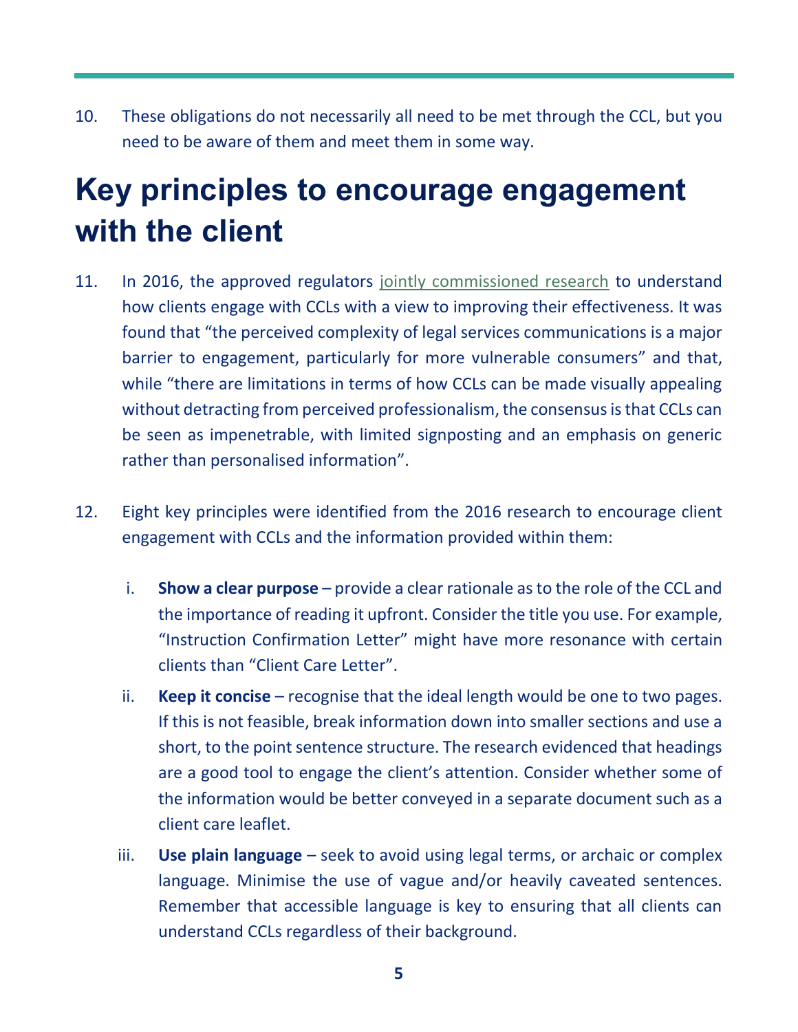10. These obligations do not necessarily all need to be met through the CCL, but you need to be aware of them and meet them in some way.

# Key principles to encourage engagement with the client

11. In 2016, the approved regulators jointly commissioned research to understand how clients engage with CCLs with a view to improving their effectiveness. It was found that "the perceived complexity of legal services communications is a major barrier to engagement, particularly for more vulnerable consumers" and that, while "there are limitations in terms of how CCLs can be made visually appealing without detracting from perceived professionalism, the consensus is that CCLs can be seen as impenetrable, with limited signposting and an emphasis on generic rather than personalised information".

12. Eight key principles were identified from the 2016 research to encourage client engagement with CCLs and the information provided within them:

    i. **Show a clear purpose** – provide a clear rationale as to the role of the CCL and the importance of reading it upfront. Consider the title you use. For example, "Instruction Confirmation Letter" might have more resonance with certain clients than "Client Care Letter".

    ii. **Keep it concise** – recognise that the ideal length would be one to two pages. If this is not feasible, break information down into smaller sections and use a short, to the point sentence structure. The research evidenced that headings are a good tool to engage the client's attention. Consider whether some of the information would be better conveyed in a separate document such as a client care leaflet.

    iii. **Use plain language** – seek to avoid using legal terms, or archaic or complex language. Minimise the use of vague and/or heavily caveated sentences. Remember that accessible language is key to ensuring that all clients can understand CCLs regardless of their background.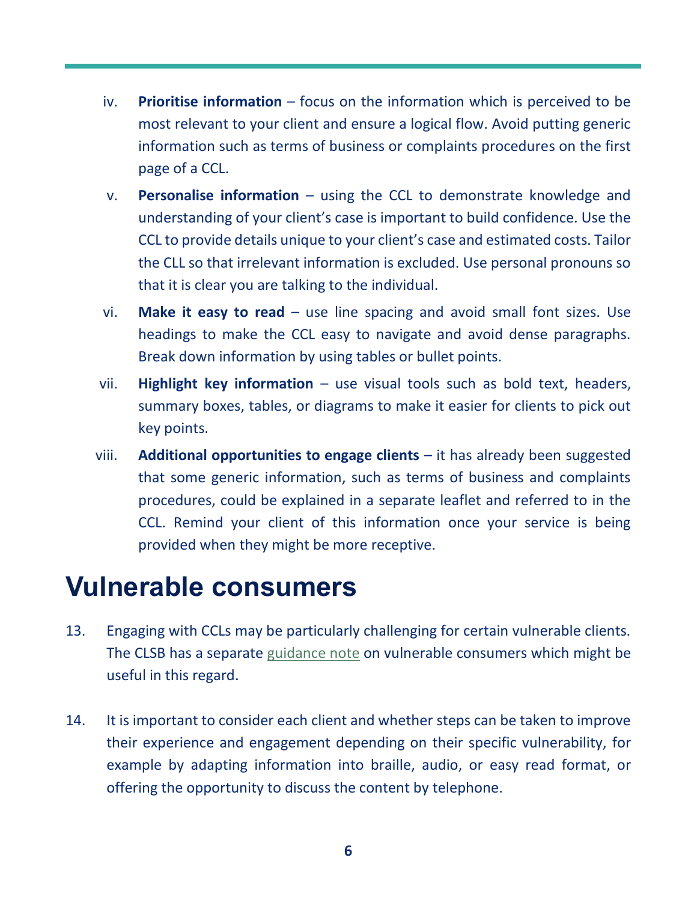iv. **Prioritise information** – focus on the information which is perceived to be most relevant to your client and ensure a logical flow. Avoid putting generic information such as terms of business or complaints procedures on the first page of a CCL.

v. **Personalise information** – using the CCL to demonstrate knowledge and understanding of your client's case is important to build confidence. Use the CCL to provide details unique to your client's case and estimated costs. Tailor the CLL so that irrelevant information is excluded. Use personal pronouns so that it is clear you are talking to the individual.

vi. **Make it easy to read** – use line spacing and avoid small font sizes. Use headings to make the CCL easy to navigate and avoid dense paragraphs. Break down information by using tables or bullet points.

vii. **Highlight key information** – use visual tools such as bold text, headers, summary boxes, tables, or diagrams to make it easier for clients to pick out key points.

viii. **Additional opportunities to engage clients** – it has already been suggested that some generic information, such as terms of business and complaints procedures, could be explained in a separate leaflet and referred to in the CCL. Remind your client of this information once your service is being provided when they might be more receptive.

# Vulnerable consumers

13. Engaging with CCLs may be particularly challenging for certain vulnerable clients. The CLSB has a separate guidance note on vulnerable consumers which might be useful in this regard.

14. It is important to consider each client and whether steps can be taken to improve their experience and engagement depending on their specific vulnerability, for example by adapting information into braille, audio, or easy read format, or offering the opportunity to discuss the content by telephone.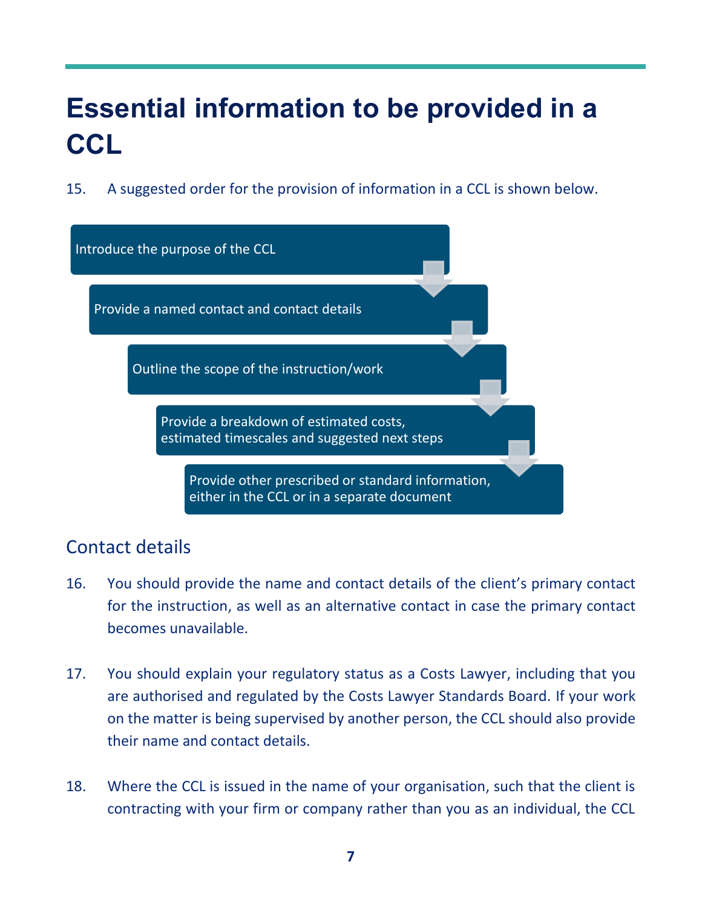# Essential information to be provided in a CCL

15. A suggested order for the provision of information in a CCL is shown below.

1. Introduce the purpose of the CCL
2. Provide a named contact and contact details
3. Outline the scope of the instruction/work
4. Provide a breakdown of estimated costs, estimated timescales and suggested next steps
5. Provide other prescribed or standard information, either in the CCL or in a separate document

## Contact details

16. You should provide the name and contact details of the client's primary contact for the instruction, as well as an alternative contact in case the primary contact becomes unavailable.

17. You should explain your regulatory status as a Costs Lawyer, including that you are authorised and regulated by the Costs Lawyer Standards Board. If your work on the matter is being supervised by another person, the CCL should also provide their name and contact details.

18. Where the CCL is issued in the name of your organisation, such that the client is contracting with your firm or company rather than you as an individual, the CCL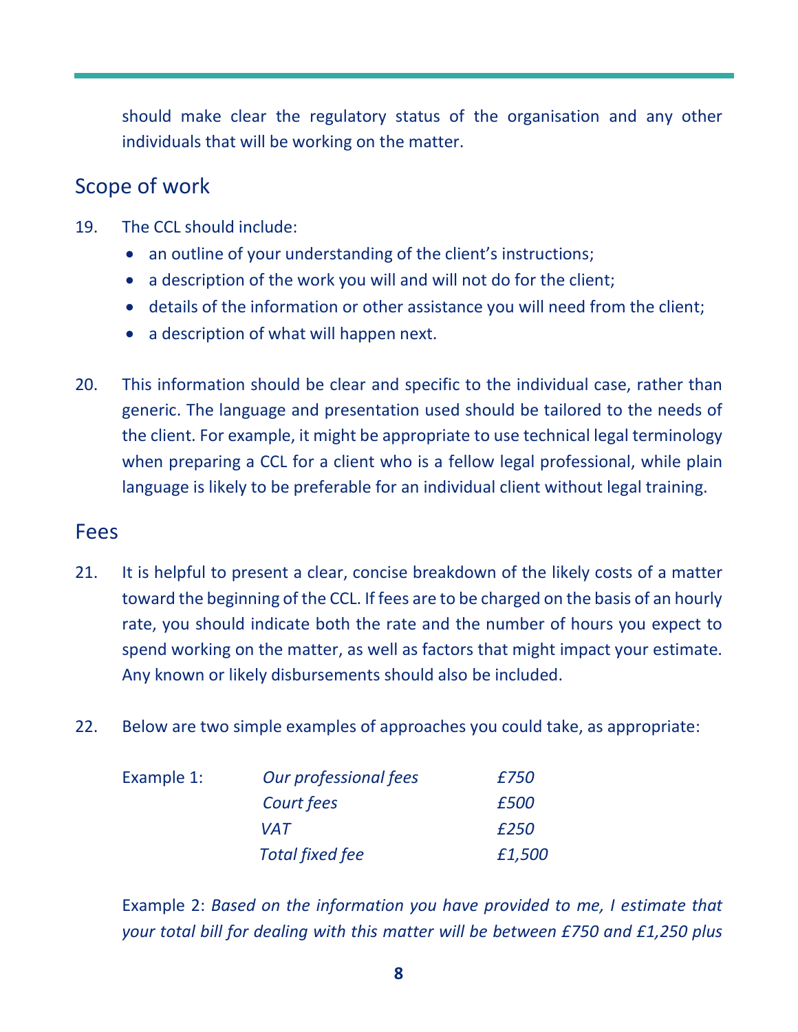should make clear the regulatory status of the organisation and any other individuals that will be working on the matter.

## Scope of work

19. The CCL should include:
    - an outline of your understanding of the client's instructions;
    - a description of the work you will and will not do for the client;
    - details of the information or other assistance you will need from the client;
    - a description of what will happen next.

20. This information should be clear and specific to the individual case, rather than generic. The language and presentation used should be tailored to the needs of the client. For example, it might be appropriate to use technical legal terminology when preparing a CCL for a client who is a fellow legal professional, while plain language is likely to be preferable for an individual client without legal training.

## Fees

21. It is helpful to present a clear, concise breakdown of the likely costs of a matter toward the beginning of the CCL. If fees are to be charged on the basis of an hourly rate, you should indicate both the rate and the number of hours you expect to spend working on the matter, as well as factors that might impact your estimate. Any known or likely disbursements should also be included.

22. Below are two simple examples of approaches you could take, as appropriate:

| Example 1: | *Our professional fees* | *£750* |
|---|---|---|
| | *Court fees* | *£500* |
| | *VAT* | *£250* |
| | *Total fixed fee* | *£1,500* |

Example 2: *Based on the information you have provided to me, I estimate that your total bill for dealing with this matter will be between £750 and £1,250 plus*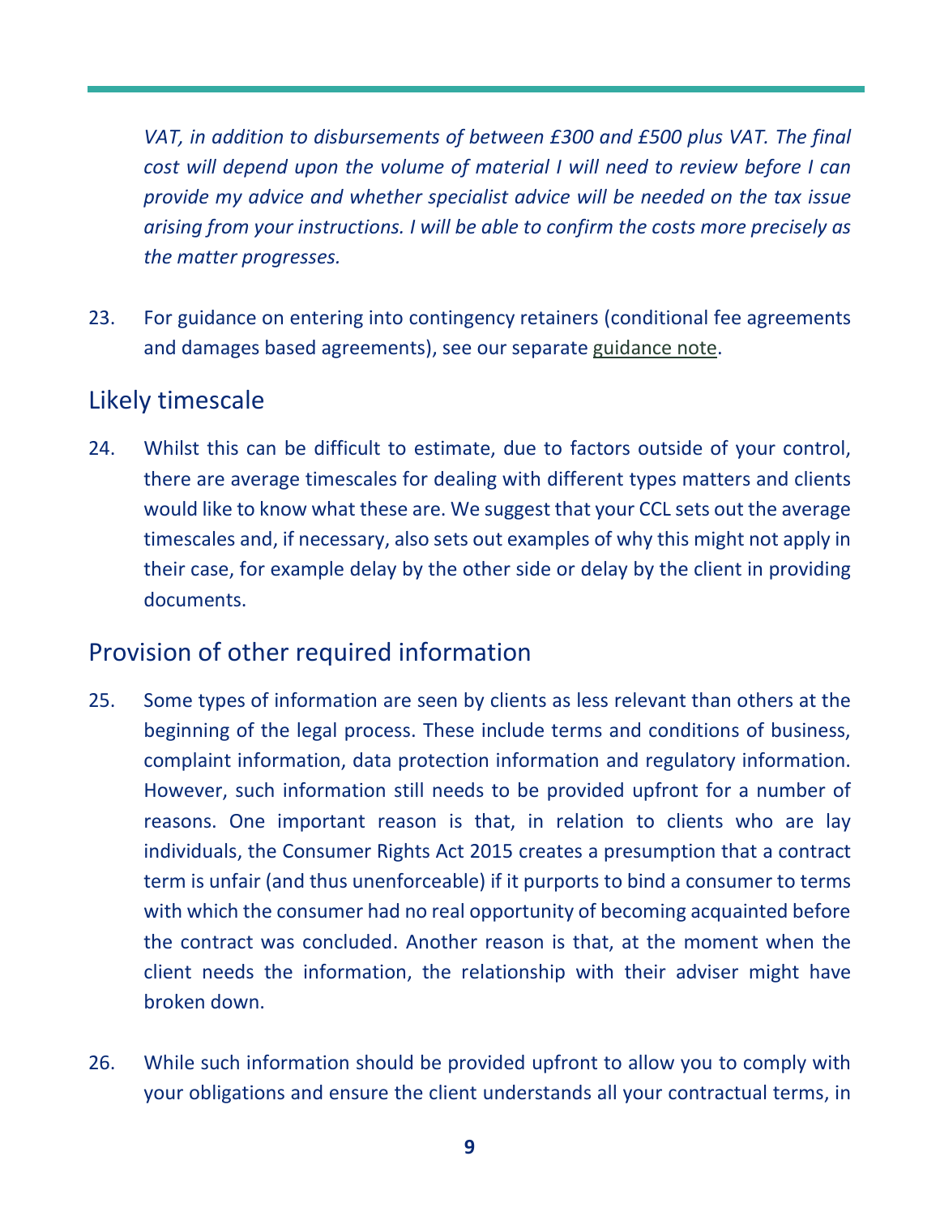*VAT, in addition to disbursements of between £300 and £500 plus VAT. The final cost will depend upon the volume of material I will need to review before I can provide my advice and whether specialist advice will be needed on the tax issue arising from your instructions. I will be able to confirm the costs more precisely as the matter progresses.*

23. For guidance on entering into contingency retainers (conditional fee agreements and damages based agreements), see our separate guidance note.

## Likely timescale

24. Whilst this can be difficult to estimate, due to factors outside of your control, there are average timescales for dealing with different types matters and clients would like to know what these are. We suggest that your CCL sets out the average timescales and, if necessary, also sets out examples of why this might not apply in their case, for example delay by the other side or delay by the client in providing documents.

## Provision of other required information

25. Some types of information are seen by clients as less relevant than others at the beginning of the legal process. These include terms and conditions of business, complaint information, data protection information and regulatory information. However, such information still needs to be provided upfront for a number of reasons. One important reason is that, in relation to clients who are lay individuals, the Consumer Rights Act 2015 creates a presumption that a contract term is unfair (and thus unenforceable) if it purports to bind a consumer to terms with which the consumer had no real opportunity of becoming acquainted before the contract was concluded. Another reason is that, at the moment when the client needs the information, the relationship with their adviser might have broken down.

26. While such information should be provided upfront to allow you to comply with your obligations and ensure the client understands all your contractual terms, in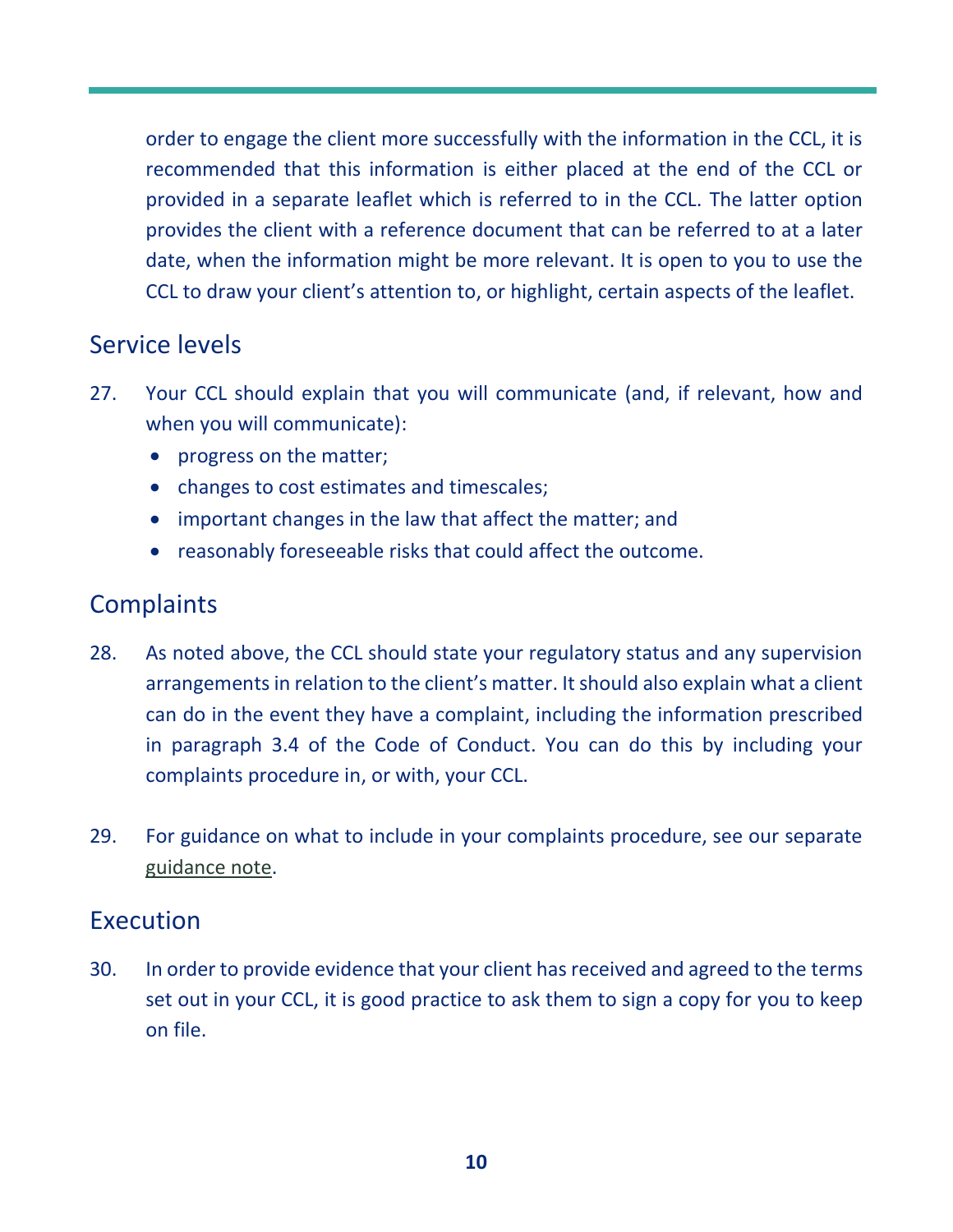order to engage the client more successfully with the information in the CCL, it is recommended that this information is either placed at the end of the CCL or provided in a separate leaflet which is referred to in the CCL. The latter option provides the client with a reference document that can be referred to at a later date, when the information might be more relevant. It is open to you to use the CCL to draw your client's attention to, or highlight, certain aspects of the leaflet.

## Service levels

27. Your CCL should explain that you will communicate (and, if relevant, how and when you will communicate):
    - progress on the matter;
    - changes to cost estimates and timescales;
    - important changes in the law that affect the matter; and
    - reasonably foreseeable risks that could affect the outcome.

## Complaints

28. As noted above, the CCL should state your regulatory status and any supervision arrangements in relation to the client's matter. It should also explain what a client can do in the event they have a complaint, including the information prescribed in paragraph 3.4 of the Code of Conduct. You can do this by including your complaints procedure in, or with, your CCL.

29. For guidance on what to include in your complaints procedure, see our separate guidance note.

## Execution

30. In order to provide evidence that your client has received and agreed to the terms set out in your CCL, it is good practice to ask them to sign a copy for you to keep on file.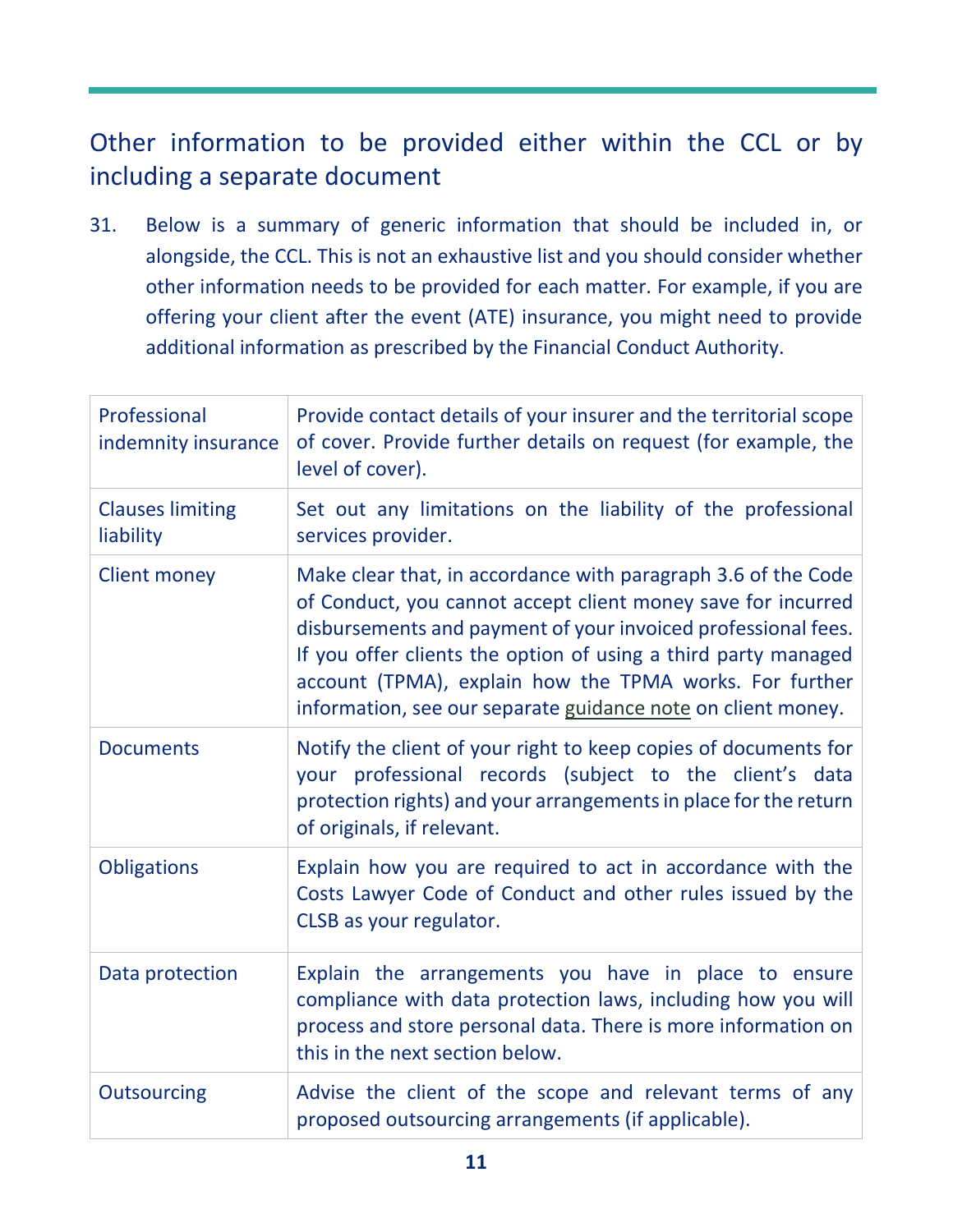## Other information to be provided either within the CCL or by including a separate document

31. Below is a summary of generic information that should be included in, or alongside, the CCL. This is not an exhaustive list and you should consider whether other information needs to be provided for each matter. For example, if you are offering your client after the event (ATE) insurance, you might need to provide additional information as prescribed by the Financial Conduct Authority.

| | |
|---|---|
| Professional indemnity insurance | Provide contact details of your insurer and the territorial scope of cover. Provide further details on request (for example, the level of cover). |
| Clauses limiting liability | Set out any limitations on the liability of the professional services provider. |
| Client money | Make clear that, in accordance with paragraph 3.6 of the Code of Conduct, you cannot accept client money save for incurred disbursements and payment of your invoiced professional fees. If you offer clients the option of using a third party managed account (TPMA), explain how the TPMA works. For further information, see our separate guidance note on client money. |
| Documents | Notify the client of your right to keep copies of documents for your professional records (subject to the client's data protection rights) and your arrangements in place for the return of originals, if relevant. |
| Obligations | Explain how you are required to act in accordance with the Costs Lawyer Code of Conduct and other rules issued by the CLSB as your regulator. |
| Data protection | Explain the arrangements you have in place to ensure compliance with data protection laws, including how you will process and store personal data. There is more information on this in the next section below. |
| Outsourcing | Advise the client of the scope and relevant terms of any proposed outsourcing arrangements (if applicable). |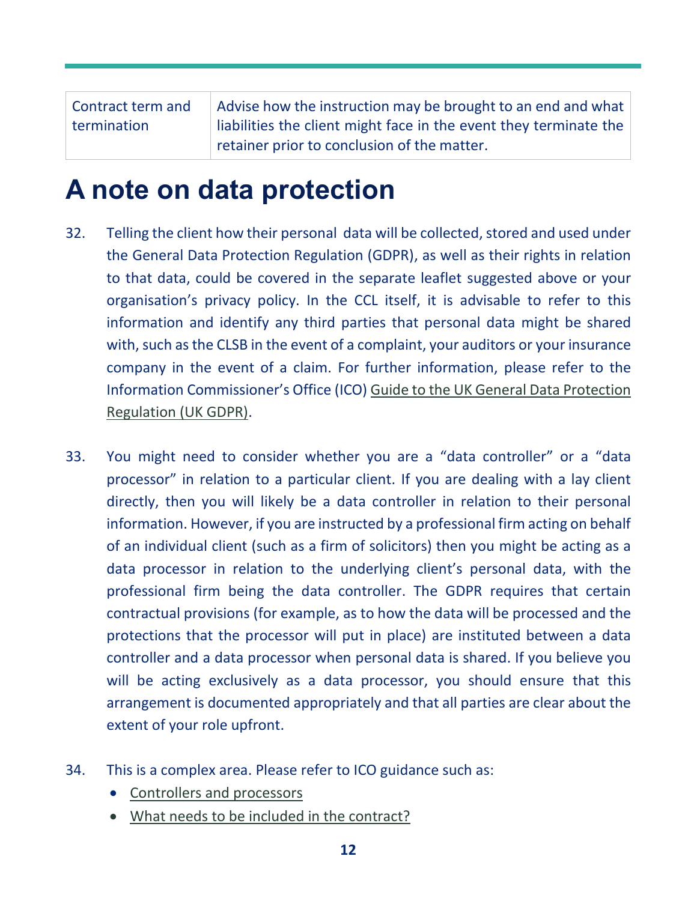| Contract term and termination | Advise how the instruction may be brought to an end and what liabilities the client might face in the event they terminate the retainer prior to conclusion of the matter. |
|---|---|

# A note on data protection

32. Telling the client how their personal data will be collected, stored and used under the General Data Protection Regulation (GDPR), as well as their rights in relation to that data, could be covered in the separate leaflet suggested above or your organisation's privacy policy. In the CCL itself, it is advisable to refer to this information and identify any third parties that personal data might be shared with, such as the CLSB in the event of a complaint, your auditors or your insurance company in the event of a claim. For further information, please refer to the Information Commissioner's Office (ICO) Guide to the UK General Data Protection Regulation (UK GDPR).

33. You might need to consider whether you are a "data controller" or a "data processor" in relation to a particular client. If you are dealing with a lay client directly, then you will likely be a data controller in relation to their personal information. However, if you are instructed by a professional firm acting on behalf of an individual client (such as a firm of solicitors) then you might be acting as a data processor in relation to the underlying client's personal data, with the professional firm being the data controller. The GDPR requires that certain contractual provisions (for example, as to how the data will be processed and the protections that the processor will put in place) are instituted between a data controller and a data processor when personal data is shared. If you believe you will be acting exclusively as a data processor, you should ensure that this arrangement is documented appropriately and that all parties are clear about the extent of your role upfront.

34. This is a complex area. Please refer to ICO guidance such as:
    - Controllers and processors
    - What needs to be included in the contract?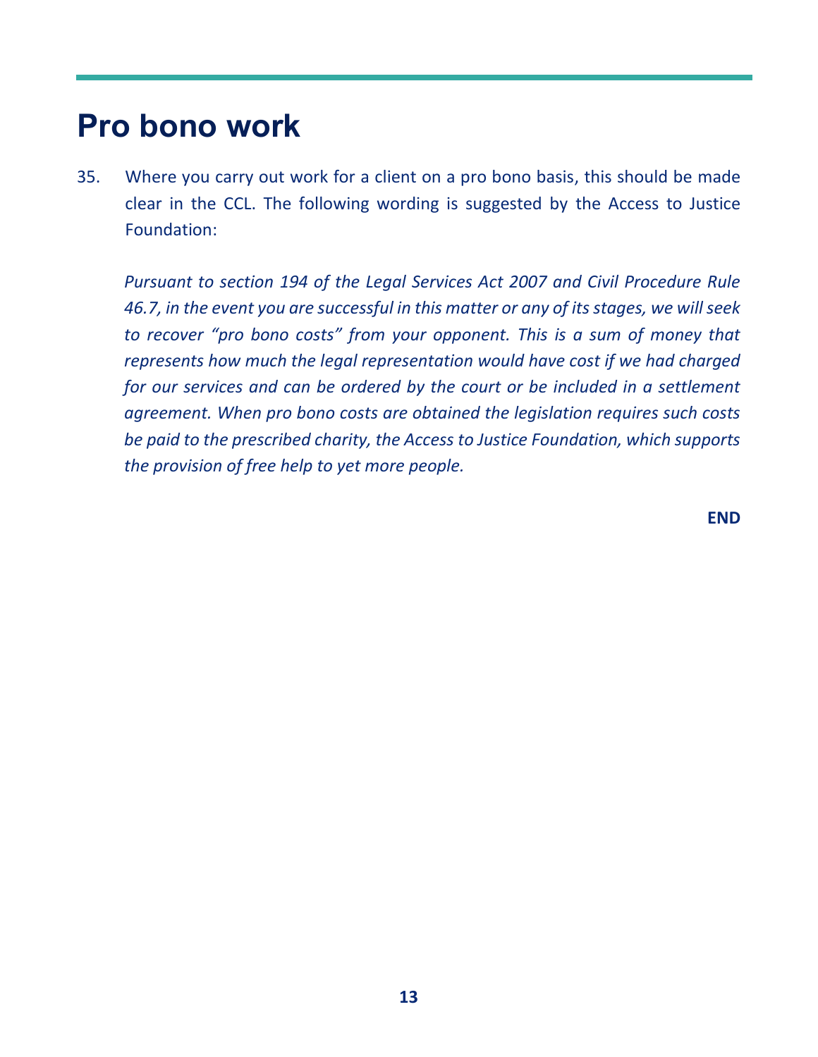# Pro bono work

35. Where you carry out work for a client on a pro bono basis, this should be made clear in the CCL. The following wording is suggested by the Access to Justice Foundation:

*Pursuant to section 194 of the Legal Services Act 2007 and Civil Procedure Rule 46.7, in the event you are successful in this matter or any of its stages, we will seek to recover "pro bono costs" from your opponent. This is a sum of money that represents how much the legal representation would have cost if we had charged for our services and can be ordered by the court or be included in a settlement agreement. When pro bono costs are obtained the legislation requires such costs be paid to the prescribed charity, the Access to Justice Foundation, which supports the provision of free help to yet more people.*

**END**